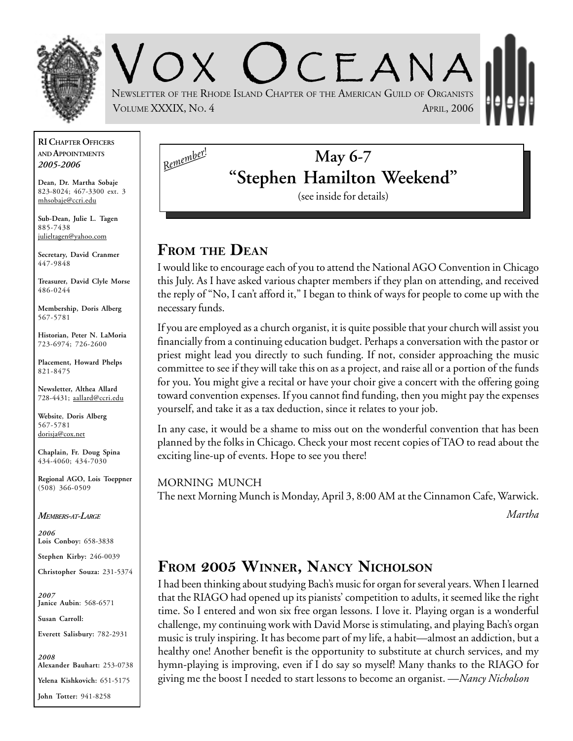# VOX OCEANA

NEWSLETTER OF THE RHODE ISLAND CHAPTER OF THE AMERICAN GUILD OF ORGANISTS

VOLUME XXXIX, NO. 4 — APRIL, 2006

**RI CHAPTER OFFICERS AND APPOINTMENTS**
***2005-2006***

**Dean, Dr. Martha Sobaje**
823-8024; 467-3300 ext. 3
mhsobaje@ccri.edu

**Sub-Dean, Julie L. Tagen**
885-7438
julieltagen@yahoo.com

**Secretary, David Cranmer**
447-9848

**Treasurer, David Clyle Morse**
486-0244

**Membership, Doris Alberg**
567-5781

**Historian, Peter N. LaMoria**
723-6974; 726-2600

**Placement, Howard Phelps**
821-8475

**Newsletter, Althea Allard**
728-4431; aallard@ccri.edu

**Website, Doris Alberg**
567-5781
dorisja@cox.net

**Chaplain, Fr. Doug Spina**
434-4060; 434-7030

**Regional AGO, Lois Toeppner**
(508) 366-0509

***MEMBERS-AT-LARGE***

***2006***
**Lois Conboy:** 658-3838

**Stephen Kirby:** 246-0039

**Christopher Souza:** 231-5374

***2007***
**Janice Aubin**: 568-6571

**Susan Carroll:**

**Everett Salisbury:** 782-2931

***2008***
**Alexander Bauhart:** 253-0738

**Yelena Kishkovich:** 651-5175

**John Totter:** 941-8258

*Remember!*

**May 6-7**
**"Stephen Hamilton Weekend"**
(see inside for details)

## FROM THE DEAN

I would like to encourage each of you to attend the National AGO Convention in Chicago this July. As I have asked various chapter members if they plan on attending, and received the reply of "No, I can't afford it," I began to think of ways for people to come up with the necessary funds.

If you are employed as a church organist, it is quite possible that your church will assist you financially from a continuing education budget. Perhaps a conversation with the pastor or priest might lead you directly to such funding. If not, consider approaching the music committee to see if they will take this on as a project, and raise all or a portion of the funds for you. You might give a recital or have your choir give a concert with the offering going toward convention expenses. If you cannot find funding, then you might pay the expenses yourself, and take it as a tax deduction, since it relates to your job.

In any case, it would be a shame to miss out on the wonderful convention that has been planned by the folks in Chicago. Check your most recent copies of TAO to read about the exciting line-up of events. Hope to see you there!

MORNING MUNCH
The next Morning Munch is Monday, April 3, 8:00 AM at the Cinnamon Cafe, Warwick.

*Martha*

## FROM 2005 WINNER, NANCY NICHOLSON

I had been thinking about studying Bach's music for organ for several years. When I learned that the RIAGO had opened up its pianists' competition to adults, it seemed like the right time. So I entered and won six free organ lessons. I love it. Playing organ is a wonderful challenge, my continuing work with David Morse is stimulating, and playing Bach's organ music is truly inspiring. It has become part of my life, a habit—almost an addiction, but a healthy one! Another benefit is the opportunity to substitute at church services, and my hymn-playing is improving, even if I do say so myself! Many thanks to the RIAGO for giving me the boost I needed to start lessons to become an organist. —*Nancy Nicholson*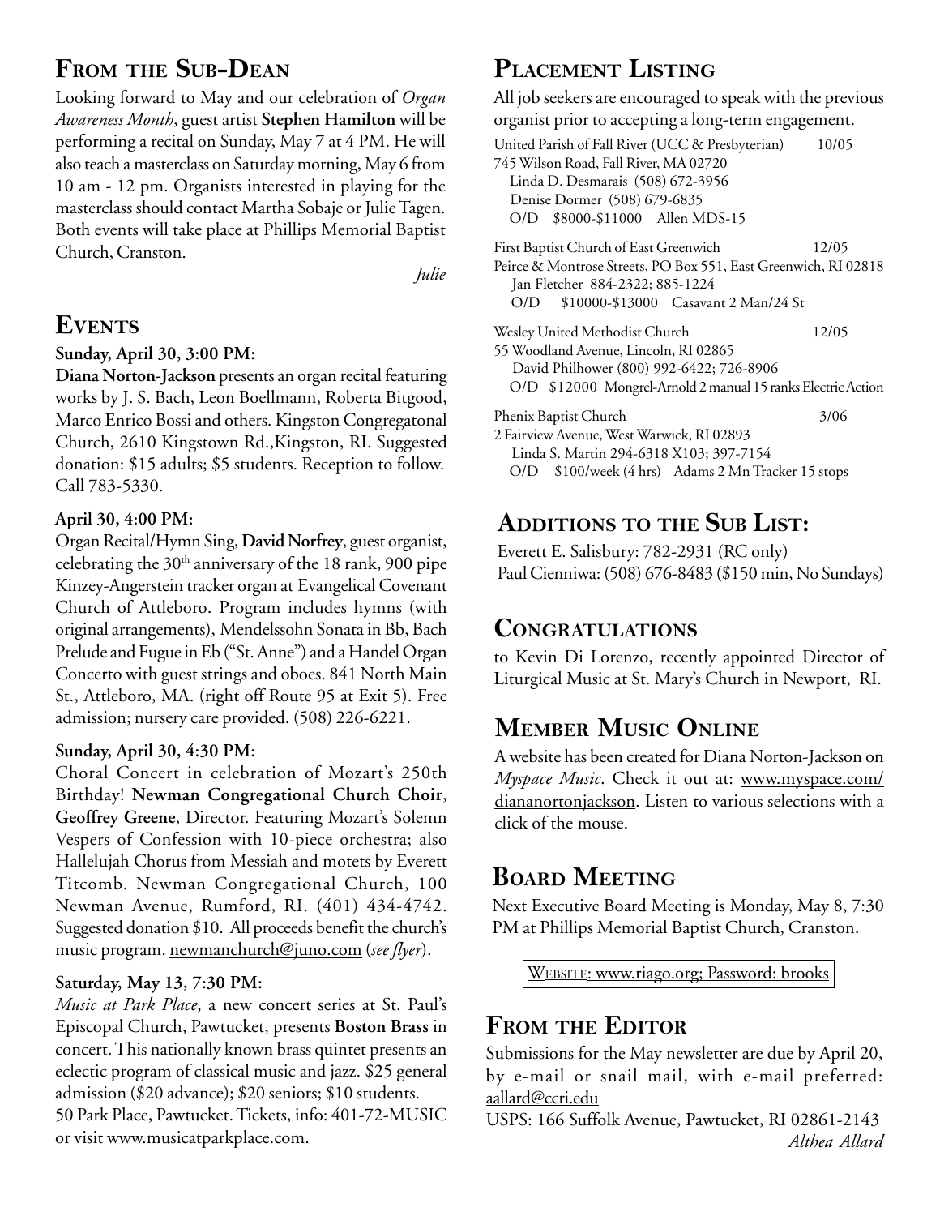## From the Sub-Dean

Looking forward to May and our celebration of *Organ Awareness Month*, guest artist **Stephen Hamilton** will be performing a recital on Sunday, May 7 at 4 PM. He will also teach a masterclass on Saturday morning, May 6 from 10 am - 12 pm. Organists interested in playing for the masterclass should contact Martha Sobaje or Julie Tagen. Both events will take place at Phillips Memorial Baptist Church, Cranston.

*Julie*

## Events

**Sunday, April 30, 3:00 PM:**

**Diana Norton-Jackson** presents an organ recital featuring works by J. S. Bach, Leon Boellmann, Roberta Bitgood, Marco Enrico Bossi and others. Kingston Congregatonal Church, 2610 Kingstown Rd.,Kingston, RI. Suggested donation: $15 adults; $5 students. Reception to follow. Call 783-5330.

**April 30, 4:00 PM:**

Organ Recital/Hymn Sing, **David Norfrey**, guest organist, celebrating the 30th anniversary of the 18 rank, 900 pipe Kinzey-Angerstein tracker organ at Evangelical Covenant Church of Attleboro. Program includes hymns (with original arrangements), Mendelssohn Sonata in Bb, Bach Prelude and Fugue in Eb ("St. Anne") and a Handel Organ Concerto with guest strings and oboes. 841 North Main St., Attleboro, MA. (right off Route 95 at Exit 5). Free admission; nursery care provided. (508) 226-6221.

**Sunday, April 30, 4:30 PM:**

Choral Concert in celebration of Mozart's 250th Birthday! **Newman Congregational Church Choir**, **Geoffrey Greene**, Director. Featuring Mozart's Solemn Vespers of Confession with 10-piece orchestra; also Hallelujah Chorus from Messiah and motets by Everett Titcomb. Newman Congregational Church, 100 Newman Avenue, Rumford, RI. (401) 434-4742. Suggested donation $10. All proceeds benefit the church's music program. newmanchurch@juno.com (*see flyer*).

**Saturday, May 13, 7:30 PM:**

*Music at Park Place*, a new concert series at St. Paul's Episcopal Church, Pawtucket, presents **Boston Brass** in concert. This nationally known brass quintet presents an eclectic program of classical music and jazz. $25 general admission ($20 advance); $20 seniors; $10 students.
50 Park Place, Pawtucket. Tickets, info: 401-72-MUSIC or visit www.musicatparkplace.com.

## Placement Listing

All job seekers are encouraged to speak with the previous organist prior to accepting a long-term engagement.

United Parish of Fall River (UCC & Presbyterian) 10/05
745 Wilson Road, Fall River, MA 02720
Linda D. Desmarais (508) 672-3956
Denise Dormer (508) 679-6835
O/D $8000-$11000 Allen MDS-15

First Baptist Church of East Greenwich 12/05
Peirce & Montrose Streets, PO Box 551, East Greenwich, RI 02818
Jan Fletcher 884-2322; 885-1224
O/D $10000-$13000 Casavant 2 Man/24 St

Wesley United Methodist Church 12/05
55 Woodland Avenue, Lincoln, RI 02865
David Philhower (800) 992-6422; 726-8906
O/D $12000 Mongrel-Arnold 2 manual 15 ranks Electric Action

Phenix Baptist Church 3/06
2 Fairview Avenue, West Warwick, RI 02893
Linda S. Martin 294-6318 X103; 397-7154
O/D $100/week (4 hrs) Adams 2 Mn Tracker 15 stops

## Additions to the Sub List:

Everett E. Salisbury: 782-2931 (RC only)
Paul Cienniwa: (508) 676-8483 ($150 min, No Sundays)

## Congratulations

to Kevin Di Lorenzo, recently appointed Director of Liturgical Music at St. Mary's Church in Newport, RI.

## Member Music Online

A website has been created for Diana Norton-Jackson on *Myspace Music*. Check it out at: www.myspace.com/diananortonjackson. Listen to various selections with a click of the mouse.

## Board Meeting

Next Executive Board Meeting is Monday, May 8, 7:30 PM at Phillips Memorial Baptist Church, Cranston.

Website: www.riago.org; Password: brooks

## From the Editor

Submissions for the May newsletter are due by April 20, by e-mail or snail mail, with e-mail preferred: aallard@ccri.edu
USPS: 166 Suffolk Avenue, Pawtucket, RI 02861-2143

*Althea Allard*